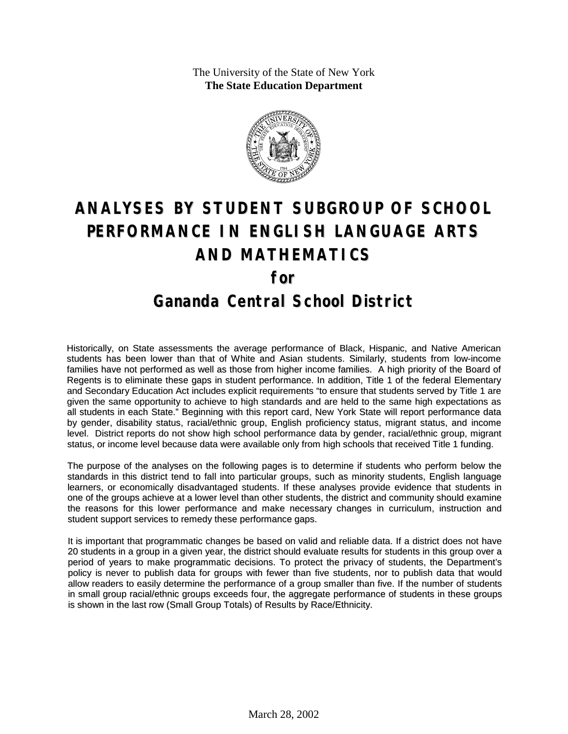The University of the State of New York
**The State Education Department**

# ANALYSES BY STUDENT SUBGROUP OF SCHOOL PERFORMANCE IN ENGLISH LANGUAGE ARTS AND MATHEMATICS

## for

## Gananda Central School District

Historically, on State assessments the average performance of Black, Hispanic, and Native American students has been lower than that of White and Asian students. Similarly, students from low-income families have not performed as well as those from higher income families. A high priority of the Board of Regents is to eliminate these gaps in student performance. In addition, Title 1 of the federal Elementary and Secondary Education Act includes explicit requirements "to ensure that students served by Title 1 are given the same opportunity to achieve to high standards and are held to the same high expectations as all students in each State." Beginning with this report card, New York State will report performance data by gender, disability status, racial/ethnic group, English proficiency status, migrant status, and income level. District reports do not show high school performance data by gender, racial/ethnic group, migrant status, or income level because data were available only from high schools that received Title 1 funding.

The purpose of the analyses on the following pages is to determine if students who perform below the standards in this district tend to fall into particular groups, such as minority students, English language learners, or economically disadvantaged students. If these analyses provide evidence that students in one of the groups achieve at a lower level than other students, the district and community should examine the reasons for this lower performance and make necessary changes in curriculum, instruction and student support services to remedy these performance gaps.

It is important that programmatic changes be based on valid and reliable data. If a district does not have 20 students in a group in a given year, the district should evaluate results for students in this group over a period of years to make programmatic decisions. To protect the privacy of students, the Department's policy is never to publish data for groups with fewer than five students, nor to publish data that would allow readers to easily determine the performance of a group smaller than five. If the number of students in small group racial/ethnic groups exceeds four, the aggregate performance of students in these groups is shown in the last row (Small Group Totals) of Results by Race/Ethnicity.

March 28, 2002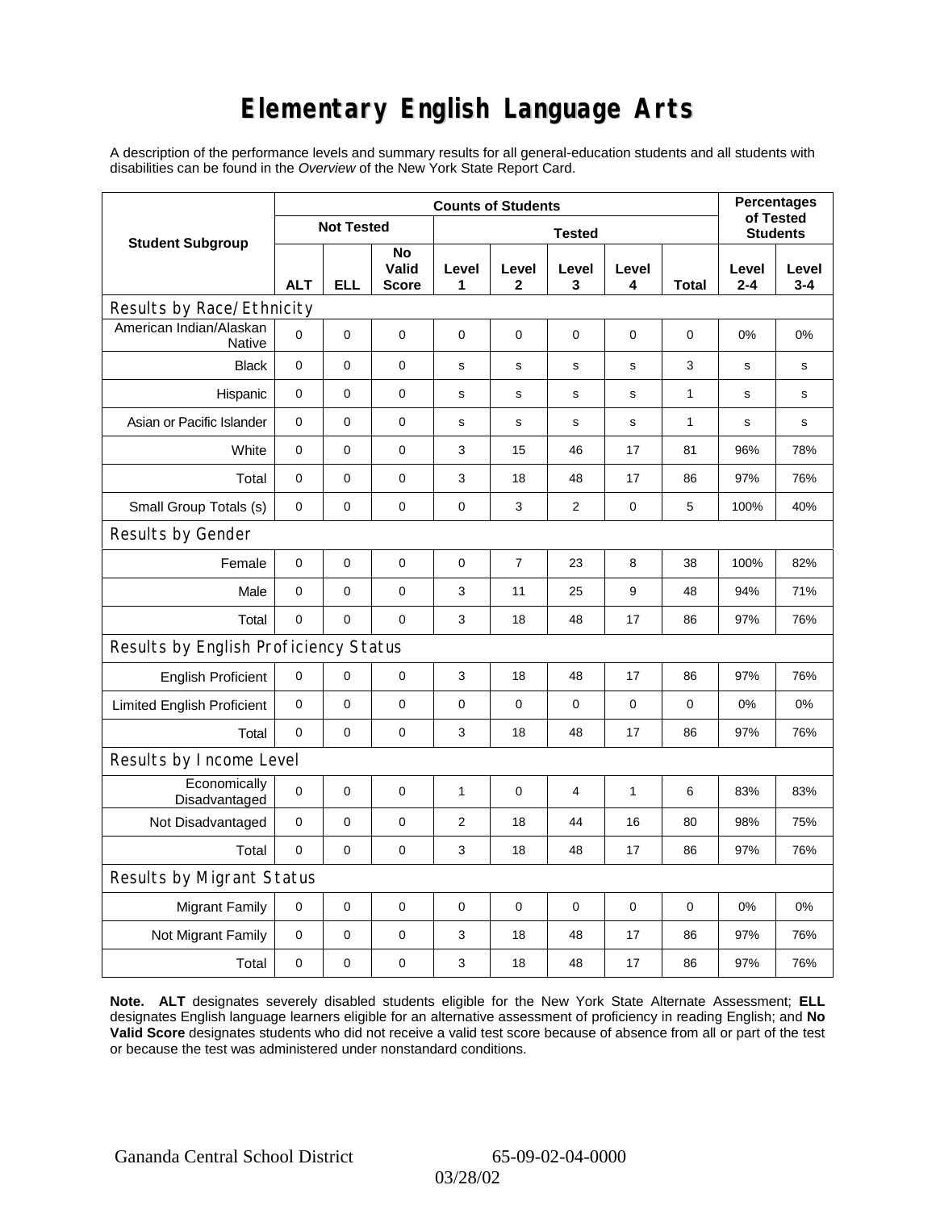# Elementary English Language Arts

A description of the performance levels and summary results for all general-education students and all students with disabilities can be found in the *Overview* of the New York State Report Card.

| Student Subgroup | Counts of Students | | | | | | | | Percentages of Tested Students | |
|---|---|---|---|---|---|---|---|---|---|---|
| | Not Tested | | | Tested | | | | | | |
| | ALT | ELL | No Valid Score | Level 1 | Level 2 | Level 3 | Level 4 | Total | Level 2-4 | Level 3-4 |
| **Results by Race/Ethnicity** | | | | | | | | | | |
| American Indian/Alaskan Native | 0 | 0 | 0 | 0 | 0 | 0 | 0 | 0 | 0% | 0% |
| Black | 0 | 0 | 0 | s | s | s | s | 3 | s | s |
| Hispanic | 0 | 0 | 0 | s | s | s | s | 1 | s | s |
| Asian or Pacific Islander | 0 | 0 | 0 | s | s | s | s | 1 | s | s |
| White | 0 | 0 | 0 | 3 | 15 | 46 | 17 | 81 | 96% | 78% |
| Total | 0 | 0 | 0 | 3 | 18 | 48 | 17 | 86 | 97% | 76% |
| Small Group Totals (s) | 0 | 0 | 0 | 0 | 3 | 2 | 0 | 5 | 100% | 40% |
| **Results by Gender** | | | | | | | | | | |
| Female | 0 | 0 | 0 | 0 | 7 | 23 | 8 | 38 | 100% | 82% |
| Male | 0 | 0 | 0 | 3 | 11 | 25 | 9 | 48 | 94% | 71% |
| Total | 0 | 0 | 0 | 3 | 18 | 48 | 17 | 86 | 97% | 76% |
| **Results by English Proficiency Status** | | | | | | | | | | |
| English Proficient | 0 | 0 | 0 | 3 | 18 | 48 | 17 | 86 | 97% | 76% |
| Limited English Proficient | 0 | 0 | 0 | 0 | 0 | 0 | 0 | 0 | 0% | 0% |
| Total | 0 | 0 | 0 | 3 | 18 | 48 | 17 | 86 | 97% | 76% |
| **Results by Income Level** | | | | | | | | | | |
| Economically Disadvantaged | 0 | 0 | 0 | 1 | 0 | 4 | 1 | 6 | 83% | 83% |
| Not Disadvantaged | 0 | 0 | 0 | 2 | 18 | 44 | 16 | 80 | 98% | 75% |
| Total | 0 | 0 | 0 | 3 | 18 | 48 | 17 | 86 | 97% | 76% |
| **Results by Migrant Status** | | | | | | | | | | |
| Migrant Family | 0 | 0 | 0 | 0 | 0 | 0 | 0 | 0 | 0% | 0% |
| Not Migrant Family | 0 | 0 | 0 | 3 | 18 | 48 | 17 | 86 | 97% | 76% |
| Total | 0 | 0 | 0 | 3 | 18 | 48 | 17 | 86 | 97% | 76% |

**Note. ALT** designates severely disabled students eligible for the New York State Alternate Assessment; **ELL** designates English language learners eligible for an alternative assessment of proficiency in reading English; and **No Valid Score** designates students who did not receive a valid test score because of absence from all or part of the test or because the test was administered under nonstandard conditions.

Gananda Central School District 65-09-02-04-0000

03/28/02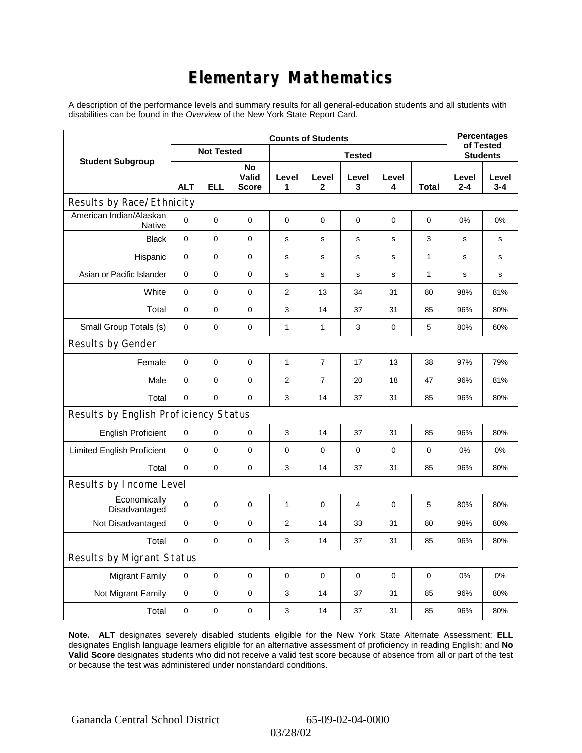# Elementary Mathematics

A description of the performance levels and summary results for all general-education students and all students with disabilities can be found in the *Overview* of the New York State Report Card.

| Student Subgroup | Counts of Students | | | | | | | | Percentages of Tested Students | |
|---|---|---|---|---|---|---|---|---|---|---|
| | Not Tested | | | Tested | | | | | | |
| | ALT | ELL | No Valid Score | Level 1 | Level 2 | Level 3 | Level 4 | Total | Level 2-4 | Level 3-4 |
| **Results by Race/Ethnicity** | | | | | | | | | | |
| American Indian/Alaskan Native | 0 | 0 | 0 | 0 | 0 | 0 | 0 | 0 | 0% | 0% |
| Black | 0 | 0 | 0 | s | s | s | s | 3 | s | s |
| Hispanic | 0 | 0 | 0 | s | s | s | s | 1 | s | s |
| Asian or Pacific Islander | 0 | 0 | 0 | s | s | s | s | 1 | s | s |
| White | 0 | 0 | 0 | 2 | 13 | 34 | 31 | 80 | 98% | 81% |
| Total | 0 | 0 | 0 | 3 | 14 | 37 | 31 | 85 | 96% | 80% |
| Small Group Totals (s) | 0 | 0 | 0 | 1 | 1 | 3 | 0 | 5 | 80% | 60% |
| **Results by Gender** | | | | | | | | | | |
| Female | 0 | 0 | 0 | 1 | 7 | 17 | 13 | 38 | 97% | 79% |
| Male | 0 | 0 | 0 | 2 | 7 | 20 | 18 | 47 | 96% | 81% |
| Total | 0 | 0 | 0 | 3 | 14 | 37 | 31 | 85 | 96% | 80% |
| **Results by English Proficiency Status** | | | | | | | | | | |
| English Proficient | 0 | 0 | 0 | 3 | 14 | 37 | 31 | 85 | 96% | 80% |
| Limited English Proficient | 0 | 0 | 0 | 0 | 0 | 0 | 0 | 0 | 0% | 0% |
| Total | 0 | 0 | 0 | 3 | 14 | 37 | 31 | 85 | 96% | 80% |
| **Results by Income Level** | | | | | | | | | | |
| Economically Disadvantaged | 0 | 0 | 0 | 1 | 0 | 4 | 0 | 5 | 80% | 80% |
| Not Disadvantaged | 0 | 0 | 0 | 2 | 14 | 33 | 31 | 80 | 98% | 80% |
| Total | 0 | 0 | 0 | 3 | 14 | 37 | 31 | 85 | 96% | 80% |
| **Results by Migrant Status** | | | | | | | | | | |
| Migrant Family | 0 | 0 | 0 | 0 | 0 | 0 | 0 | 0 | 0% | 0% |
| Not Migrant Family | 0 | 0 | 0 | 3 | 14 | 37 | 31 | 85 | 96% | 80% |
| Total | 0 | 0 | 0 | 3 | 14 | 37 | 31 | 85 | 96% | 80% |

**Note. ALT** designates severely disabled students eligible for the New York State Alternate Assessment; **ELL** designates English language learners eligible for an alternative assessment of proficiency in reading English; and **No Valid Score** designates students who did not receive a valid test score because of absence from all or part of the test or because the test was administered under nonstandard conditions.

Ganand​a Central School District 65-09-02-04-0000

03/28/02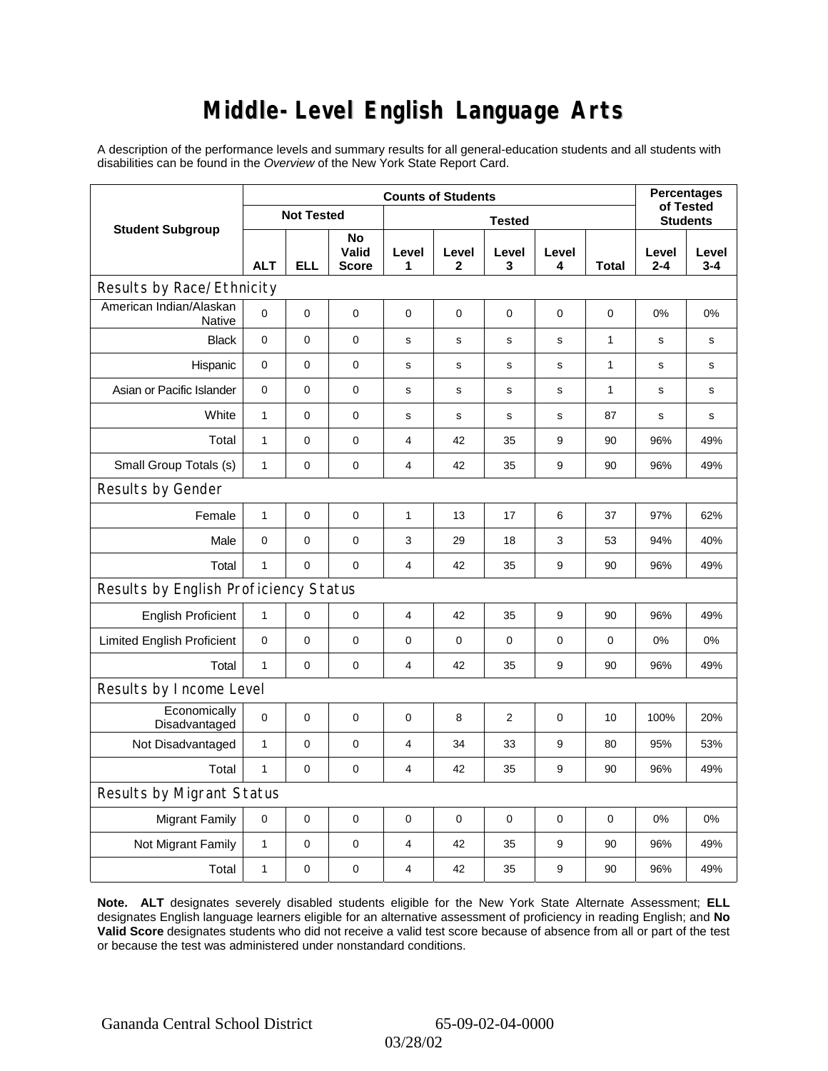# Middle-Level English Language Arts

A description of the performance levels and summary results for all general-education students and all students with disabilities can be found in the *Overview* of the New York State Report Card.

| Student Subgroup | Counts of Students | | | | | | | | Percentages of Tested Students | |
|---|---|---|---|---|---|---|---|---|---|---|
| | Not Tested | | | Tested | | | | | | |
| | ALT | ELL | No Valid Score | Level 1 | Level 2 | Level 3 | Level 4 | Total | Level 2-4 | Level 3-4 |
| **Results by Race/Ethnicity** | | | | | | | | | | |
| American Indian/Alaskan Native | 0 | 0 | 0 | 0 | 0 | 0 | 0 | 0 | 0% | 0% |
| Black | 0 | 0 | 0 | s | s | s | s | 1 | s | s |
| Hispanic | 0 | 0 | 0 | s | s | s | s | 1 | s | s |
| Asian or Pacific Islander | 0 | 0 | 0 | s | s | s | s | 1 | s | s |
| White | 1 | 0 | 0 | s | s | s | s | 87 | s | s |
| Total | 1 | 0 | 0 | 4 | 42 | 35 | 9 | 90 | 96% | 49% |
| Small Group Totals (s) | 1 | 0 | 0 | 4 | 42 | 35 | 9 | 90 | 96% | 49% |
| **Results by Gender** | | | | | | | | | | |
| Female | 1 | 0 | 0 | 1 | 13 | 17 | 6 | 37 | 97% | 62% |
| Male | 0 | 0 | 0 | 3 | 29 | 18 | 3 | 53 | 94% | 40% |
| Total | 1 | 0 | 0 | 4 | 42 | 35 | 9 | 90 | 96% | 49% |
| **Results by English Proficiency Status** | | | | | | | | | | |
| English Proficient | 1 | 0 | 0 | 4 | 42 | 35 | 9 | 90 | 96% | 49% |
| Limited English Proficient | 0 | 0 | 0 | 0 | 0 | 0 | 0 | 0 | 0% | 0% |
| Total | 1 | 0 | 0 | 4 | 42 | 35 | 9 | 90 | 96% | 49% |
| **Results by Income Level** | | | | | | | | | | |
| Economically Disadvantaged | 0 | 0 | 0 | 0 | 8 | 2 | 0 | 10 | 100% | 20% |
| Not Disadvantaged | 1 | 0 | 0 | 4 | 34 | 33 | 9 | 80 | 95% | 53% |
| Total | 1 | 0 | 0 | 4 | 42 | 35 | 9 | 90 | 96% | 49% |
| **Results by Migrant Status** | | | | | | | | | | |
| Migrant Family | 0 | 0 | 0 | 0 | 0 | 0 | 0 | 0 | 0% | 0% |
| Not Migrant Family | 1 | 0 | 0 | 4 | 42 | 35 | 9 | 90 | 96% | 49% |
| Total | 1 | 0 | 0 | 4 | 42 | 35 | 9 | 90 | 96% | 49% |

**Note. ALT** designates severely disabled students eligible for the New York State Alternate Assessment; **ELL** designates English language learners eligible for an alternative assessment of proficiency in reading English; and **No Valid Score** designates students who did not receive a valid test score because of absence from all or part of the test or because the test was administered under nonstandard conditions.

Gananda Central School District 65-09-02-04-0000

03/28/02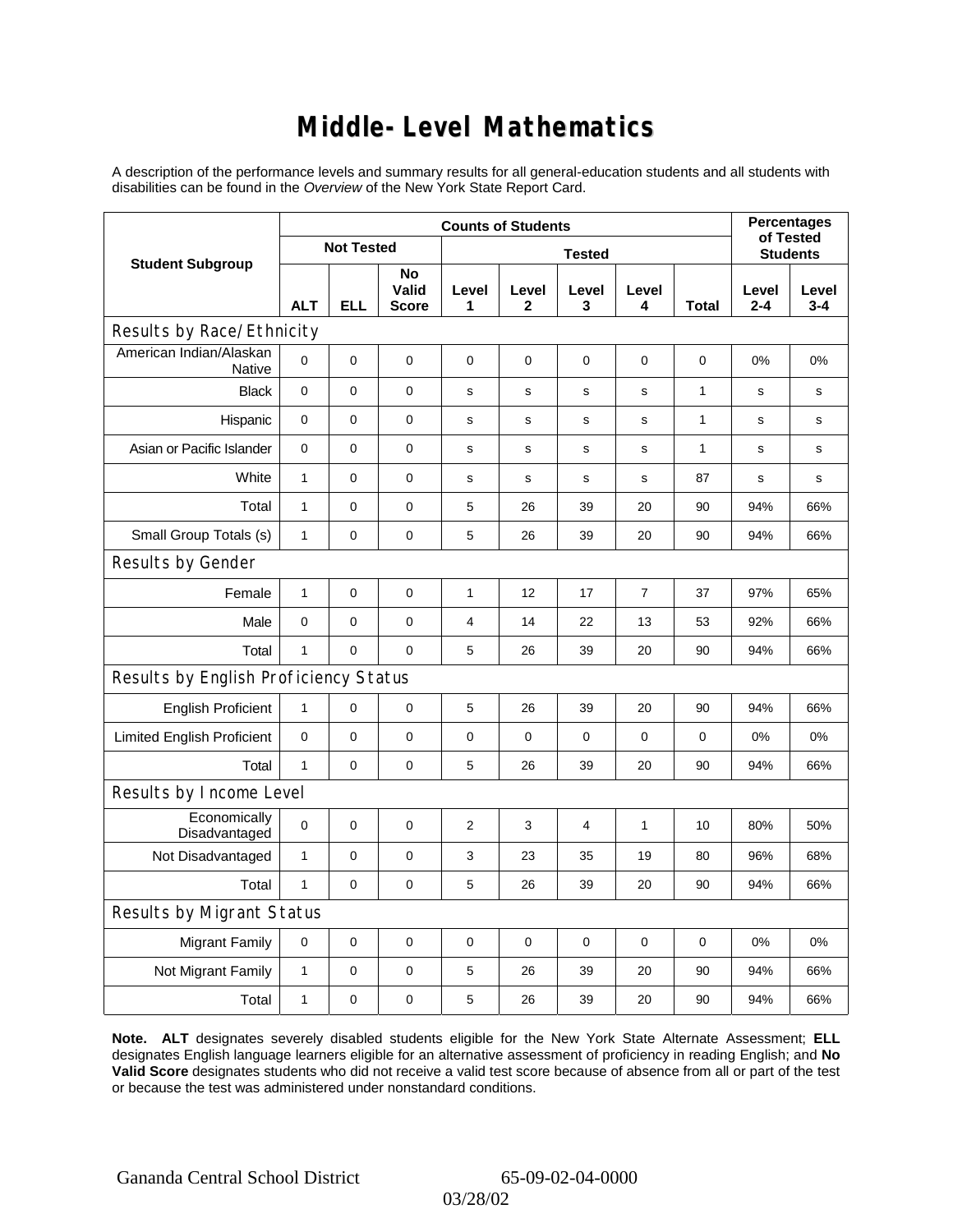# Middle-Level Mathematics

A description of the performance levels and summary results for all general-education students and all students with disabilities can be found in the *Overview* of the New York State Report Card.

| Student Subgroup | Counts of Students | | | | | | | | Percentages of Tested Students | |
|---|---|---|---|---|---|---|---|---|---|---|
| | Not Tested | | | Tested | | | | | | |
| | ALT | ELL | No Valid Score | Level 1 | Level 2 | Level 3 | Level 4 | Total | Level 2-4 | Level 3-4 |
| **Results by Race/Ethnicity** | | | | | | | | | | |
| American Indian/Alaskan Native | 0 | 0 | 0 | 0 | 0 | 0 | 0 | 0 | 0% | 0% |
| Black | 0 | 0 | 0 | s | s | s | s | 1 | s | s |
| Hispanic | 0 | 0 | 0 | s | s | s | s | 1 | s | s |
| Asian or Pacific Islander | 0 | 0 | 0 | s | s | s | s | 1 | s | s |
| White | 1 | 0 | 0 | s | s | s | s | 87 | s | s |
| Total | 1 | 0 | 0 | 5 | 26 | 39 | 20 | 90 | 94% | 66% |
| Small Group Totals (s) | 1 | 0 | 0 | 5 | 26 | 39 | 20 | 90 | 94% | 66% |
| **Results by Gender** | | | | | | | | | | |
| Female | 1 | 0 | 0 | 1 | 12 | 17 | 7 | 37 | 97% | 65% |
| Male | 0 | 0 | 0 | 4 | 14 | 22 | 13 | 53 | 92% | 66% |
| Total | 1 | 0 | 0 | 5 | 26 | 39 | 20 | 90 | 94% | 66% |
| **Results by English Proficiency Status** | | | | | | | | | | |
| English Proficient | 1 | 0 | 0 | 5 | 26 | 39 | 20 | 90 | 94% | 66% |
| Limited English Proficient | 0 | 0 | 0 | 0 | 0 | 0 | 0 | 0 | 0% | 0% |
| Total | 1 | 0 | 0 | 5 | 26 | 39 | 20 | 90 | 94% | 66% |
| **Results by Income Level** | | | | | | | | | | |
| Economically Disadvantaged | 0 | 0 | 0 | 2 | 3 | 4 | 1 | 10 | 80% | 50% |
| Not Disadvantaged | 1 | 0 | 0 | 3 | 23 | 35 | 19 | 80 | 96% | 68% |
| Total | 1 | 0 | 0 | 5 | 26 | 39 | 20 | 90 | 94% | 66% |
| **Results by Migrant Status** | | | | | | | | | | |
| Migrant Family | 0 | 0 | 0 | 0 | 0 | 0 | 0 | 0 | 0% | 0% |
| Not Migrant Family | 1 | 0 | 0 | 5 | 26 | 39 | 20 | 90 | 94% | 66% |
| Total | 1 | 0 | 0 | 5 | 26 | 39 | 20 | 90 | 94% | 66% |

**Note.** **ALT** designates severely disabled students eligible for the New York State Alternate Assessment; **ELL** designates English language learners eligible for an alternative assessment of proficiency in reading English; and **No Valid Score** designates students who did not receive a valid test score because of absence from all or part of the test or because the test was administered under nonstandard conditions.

Gananda Central School District 65-09-02-04-0000

03/28/02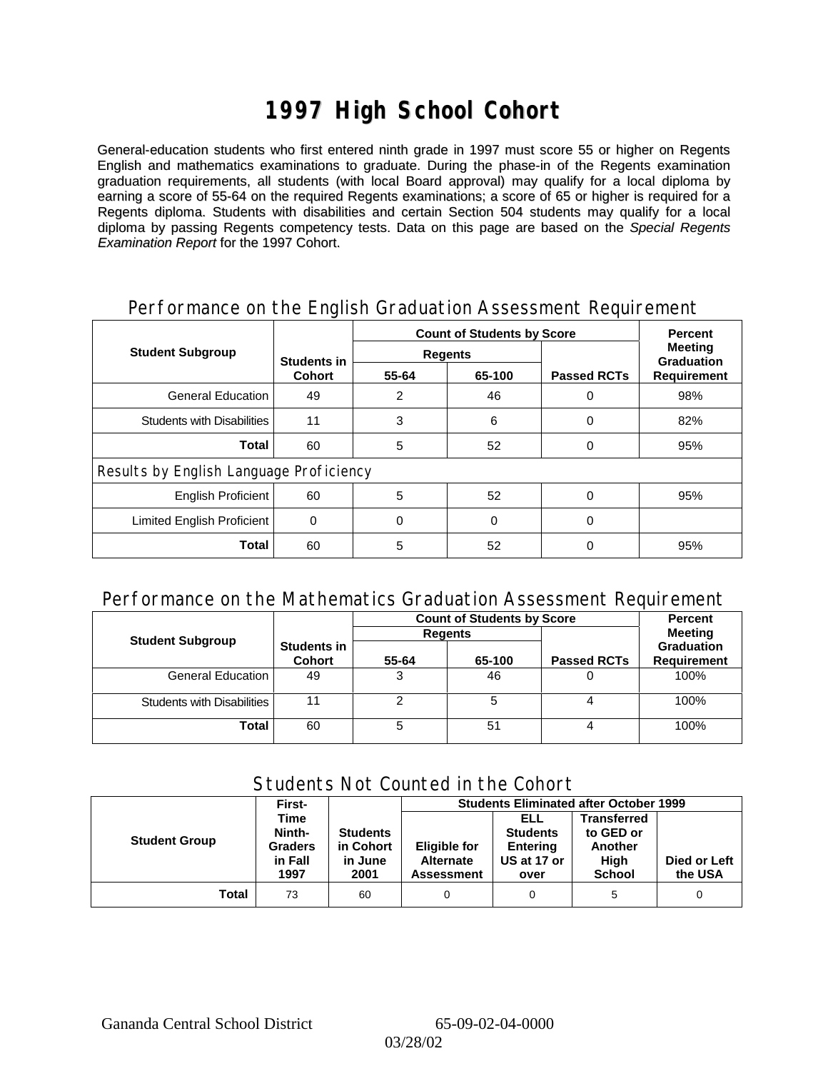# 1997 High School Cohort

General-education students who first entered ninth grade in 1997 must score 55 or higher on Regents English and mathematics examinations to graduate. During the phase-in of the Regents examination graduation requirements, all students (with local Board approval) may qualify for a local diploma by earning a score of 55-64 on the required Regents examinations; a score of 65 or higher is required for a Regents diploma. Students with disabilities and certain Section 504 students may qualify for a local diploma by passing Regents competency tests. Data on this page are based on the *Special Regents Examination Report* for the 1997 Cohort.

## Performance on the English Graduation Assessment Requirement

| Student Subgroup | Students in Cohort | Count of Students by Score | | | Percent Meeting Graduation Requirement |
|---|---|---|---|---|---|
| | | Regents | | | |
| | | 55-64 | 65-100 | Passed RCTs | |
| General Education | 49 | 2 | 46 | 0 | 98% |
| Students with Disabilities | 11 | 3 | 6 | 0 | 82% |
| **Total** | 60 | 5 | 52 | 0 | 95% |
| Results by English Language Proficiency | | | | | |
| English Proficient | 60 | 5 | 52 | 0 | 95% |
| Limited English Proficient | 0 | 0 | 0 | 0 | |
| **Total** | 60 | 5 | 52 | 0 | 95% |

## Performance on the Mathematics Graduation Assessment Requirement

| Student Subgroup | Students in Cohort | Count of Students by Score | | | Percent Meeting Graduation Requirement |
|---|---|---|---|---|---|
| | | Regents | | | |
| | | 55-64 | 65-100 | Passed RCTs | |
| General Education | 49 | 3 | 46 | 0 | 100% |
| Students with Disabilities | 11 | 2 | 5 | 4 | 100% |
| **Total** | 60 | 5 | 51 | 4 | 100% |

## Students Not Counted in the Cohort

| Student Group | First-Time Ninth-Graders in Fall 1997 | Students in Cohort in June 2001 | Students Eliminated after October 1999 | | | |
|---|---|---|---|---|---|---|
| | | | Eligible for Alternate Assessment | ELL Students Entering US at 17 or over | Transferred to GED or Another High School | Died or Left the USA |
| **Total** | 73 | 60 | 0 | 0 | 5 | 0 |

Gananda Central School District 65-09-02-04-0000

03/28/02